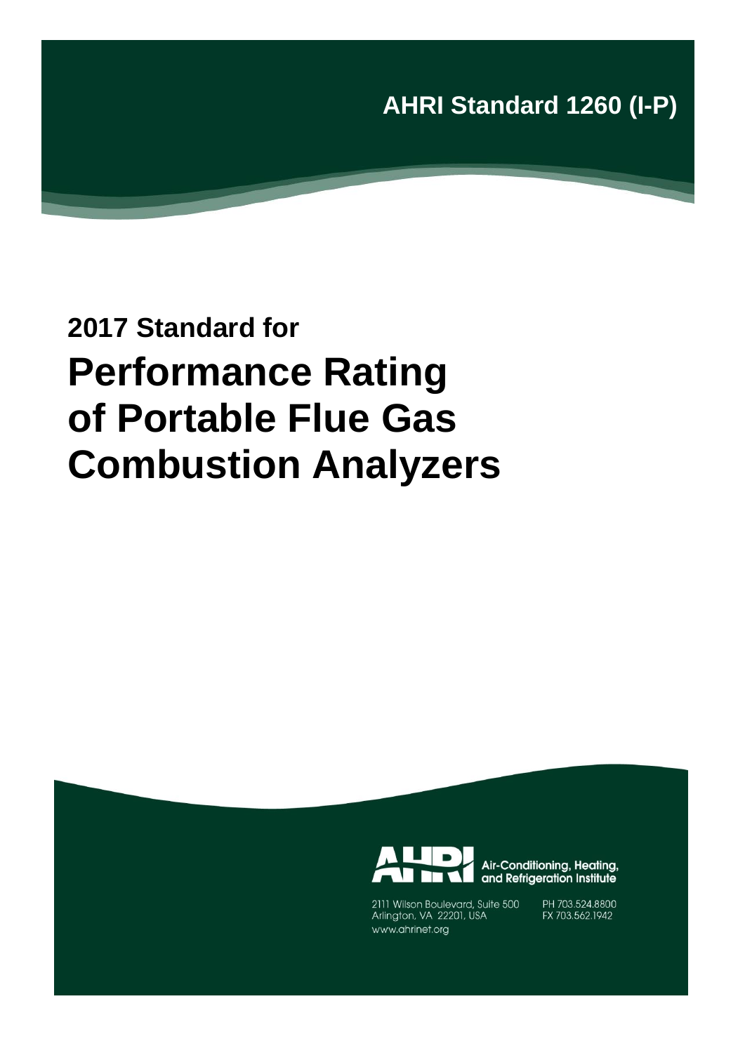**AHRI Standard 1260 (I-P)**

**2017 Standard for**

# Performance Rating of Portable Flue Gas Combustion Analyzers

Air-Conditioning, Heating, and Refrigeration Institute

2111 Wilson Boulevard, Suite 500
Arlington, VA 22201, USA
www.ahrinet.org

PH 703.524.8800
FX 703.562.1942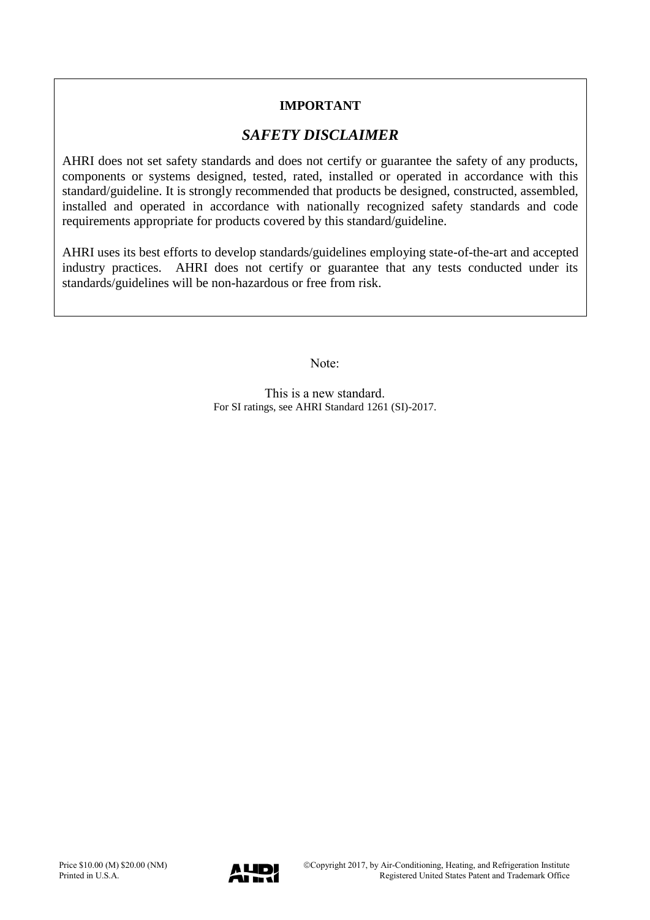**IMPORTANT**

***SAFETY DISCLAIMER***

AHRI does not set safety standards and does not certify or guarantee the safety of any products, components or systems designed, tested, rated, installed or operated in accordance with this standard/guideline. It is strongly recommended that products be designed, constructed, assembled, installed and operated in accordance with nationally recognized safety standards and code requirements appropriate for products covered by this standard/guideline.

AHRI uses its best efforts to develop standards/guidelines employing state-of-the-art and accepted industry practices. AHRI does not certify or guarantee that any tests conducted under its standards/guidelines will be non-hazardous or free from risk.

Note:

This is a new standard.
For SI ratings, see AHRI Standard 1261 (SI)-2017.

Price $10.00 (M) $20.00 (NM)
Printed in U.S.A.

©Copyright 2017, by Air-Conditioning, Heating, and Refrigeration Institute
Registered United States Patent and Trademark Office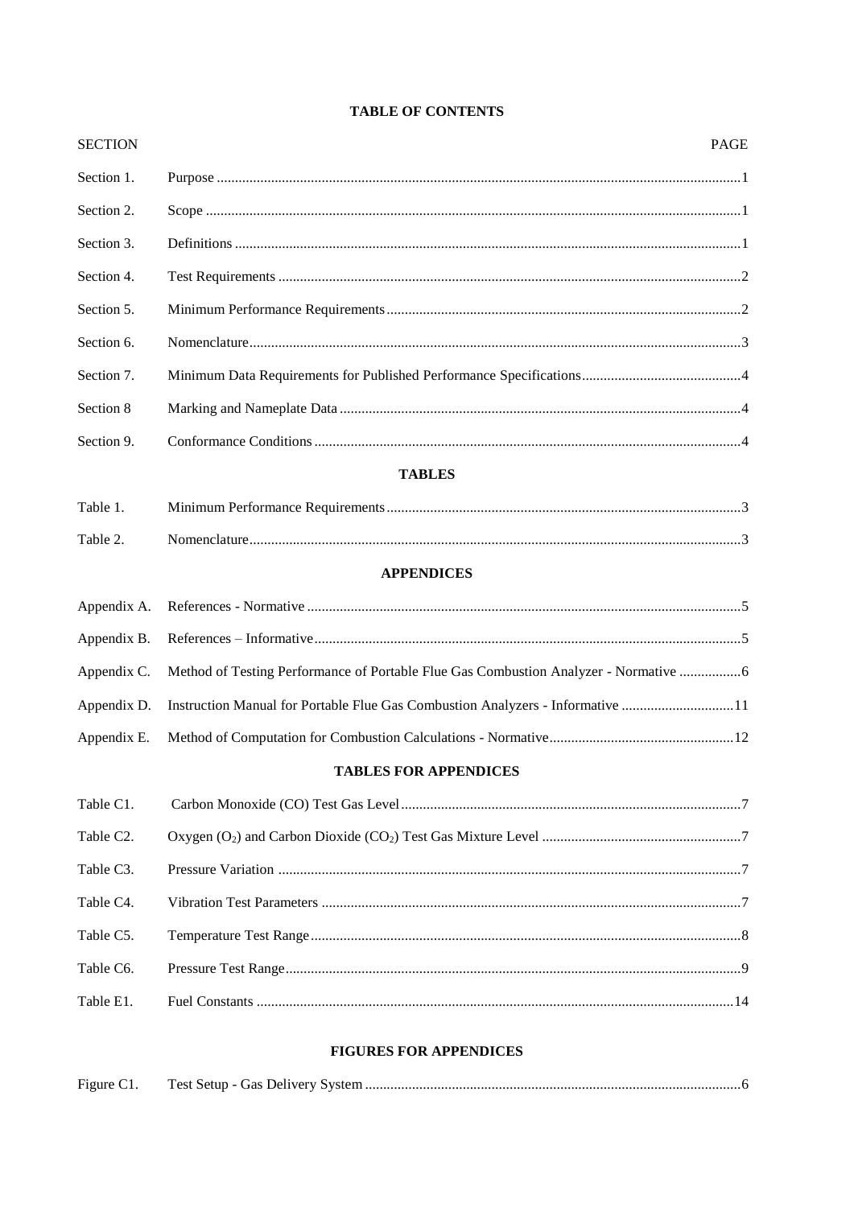**TABLE OF CONTENTS**

| SECTION | | PAGE |
|---|---|---|
| Section 1. | Purpose | 1 |
| Section 2. | Scope | 1 |
| Section 3. | Definitions | 1 |
| Section 4. | Test Requirements | 2 |
| Section 5. | Minimum Performance Requirements | 2 |
| Section 6. | Nomenclature | 3 |
| Section 7. | Minimum Data Requirements for Published Performance Specifications | 4 |
| Section 8 | Marking and Nameplate Data | 4 |
| Section 9. | Conformance Conditions | 4 |

**TABLES**

| | | |
|---|---|---|
| Table 1. | Minimum Performance Requirements | 3 |
| Table 2. | Nomenclature | 3 |

**APPENDICES**

| | | |
|---|---|---|
| Appendix A. | References - Normative | 5 |
| Appendix B. | References – Informative | 5 |
| Appendix C. | Method of Testing Performance of Portable Flue Gas Combustion Analyzer - Normative | 6 |
| Appendix D. | Instruction Manual for Portable Flue Gas Combustion Analyzers - Informative | 11 |
| Appendix E. | Method of Computation for Combustion Calculations - Normative | 12 |

**TABLES FOR APPENDICES**

| | | |
|---|---|---|
| Table C1. | Carbon Monoxide (CO) Test Gas Level | 7 |
| Table C2. | Oxygen ($O_2$) and Carbon Dioxide ($CO_2$) Test Gas Mixture Level | 7 |
| Table C3. | Pressure Variation | 7 |
| Table C4. | Vibration Test Parameters | 7 |
| Table C5. | Temperature Test Range | 8 |
| Table C6. | Pressure Test Range | 9 |
| Table E1. | Fuel Constants | 14 |

**FIGURES FOR APPENDICES**

| | | |
|---|---|---|
| Figure C1. | Test Setup - Gas Delivery System | 6 |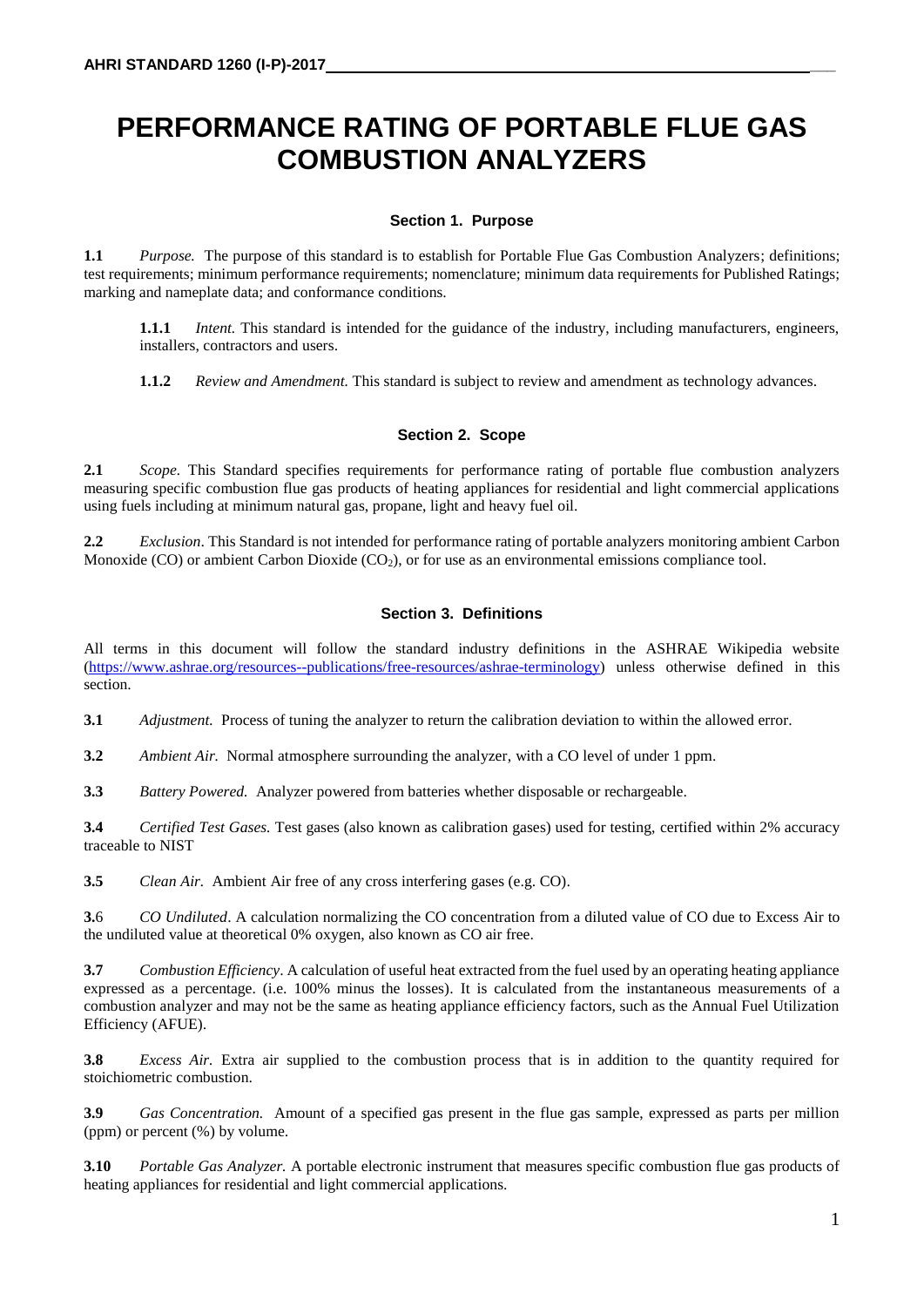# PERFORMANCE RATING OF PORTABLE FLUE GAS COMBUSTION ANALYZERS

## Section 1. Purpose

**1.1** *Purpose.* The purpose of this standard is to establish for Portable Flue Gas Combustion Analyzers; definitions; test requirements; minimum performance requirements; nomenclature; minimum data requirements for Published Ratings; marking and nameplate data; and conformance conditions.

**1.1.1** *Intent.* This standard is intended for the guidance of the industry, including manufacturers, engineers, installers, contractors and users.

**1.1.2** *Review and Amendment.* This standard is subject to review and amendment as technology advances.

## Section 2. Scope

**2.1** *Scope.* This Standard specifies requirements for performance rating of portable flue combustion analyzers measuring specific combustion flue gas products of heating appliances for residential and light commercial applications using fuels including at minimum natural gas, propane, light and heavy fuel oil.

**2.2** *Exclusion*. This Standard is not intended for performance rating of portable analyzers monitoring ambient Carbon Monoxide (CO) or ambient Carbon Dioxide ($CO_2$), or for use as an environmental emissions compliance tool.

## Section 3. Definitions

All terms in this document will follow the standard industry definitions in the ASHRAE Wikipedia website (https://www.ashrae.org/resources--publications/free-resources/ashrae-terminology) unless otherwise defined in this section.

**3.1** *Adjustment.* Process of tuning the analyzer to return the calibration deviation to within the allowed error.

**3.2** *Ambient Air.* Normal atmosphere surrounding the analyzer, with a CO level of under 1 ppm.

**3.3** *Battery Powered.* Analyzer powered from batteries whether disposable or rechargeable.

**3.4** *Certified Test Gases.* Test gases (also known as calibration gases) used for testing, certified within 2% accuracy traceable to NIST

**3.5** *Clean Air.* Ambient Air free of any cross interfering gases (e.g. CO).

**3.6** *CO Undiluted*. A calculation normalizing the CO concentration from a diluted value of CO due to Excess Air to the undiluted value at theoretical 0% oxygen, also known as CO air free.

**3.7** *Combustion Efficiency*. A calculation of useful heat extracted from the fuel used by an operating heating appliance expressed as a percentage. (i.e. 100% minus the losses). It is calculated from the instantaneous measurements of a combustion analyzer and may not be the same as heating appliance efficiency factors, such as the Annual Fuel Utilization Efficiency (AFUE).

**3.8** *Excess Air.* Extra air supplied to the combustion process that is in addition to the quantity required for stoichiometric combustion.

**3.9** *Gas Concentration.* Amount of a specified gas present in the flue gas sample, expressed as parts per million (ppm) or percent (%) by volume.

**3.10** *Portable Gas Analyzer.* A portable electronic instrument that measures specific combustion flue gas products of heating appliances for residential and light commercial applications.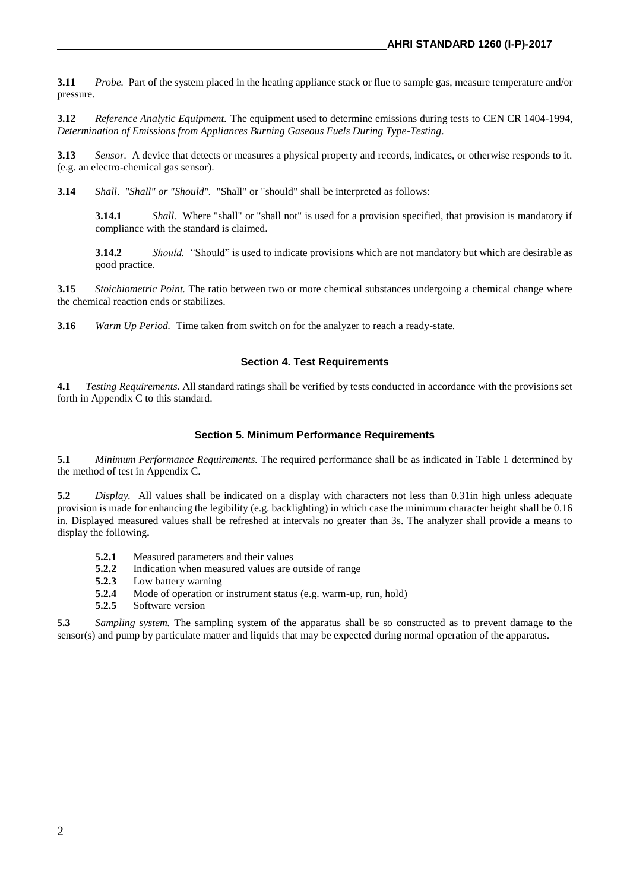**3.11** *Probe.* Part of the system placed in the heating appliance stack or flue to sample gas, measure temperature and/or pressure.

**3.12** *Reference Analytic Equipment.* The equipment used to determine emissions during tests to CEN CR 1404-1994, *Determination of Emissions from Appliances Burning Gaseous Fuels During Type-Testing*.

**3.13** *Sensor.* A device that detects or measures a physical property and records, indicates, or otherwise responds to it. (e.g. an electro-chemical gas sensor).

**3.14** *Shall. "Shall" or "Should".* "Shall" or "should" shall be interpreted as follows:

> **3.14.1** *Shall.* Where "shall" or "shall not" is used for a provision specified, that provision is mandatory if compliance with the standard is claimed.
>
> **3.14.2** *Should.* "Should" is used to indicate provisions which are not mandatory but which are desirable as good practice.

**3.15** *Stoichiometric Point.* The ratio between two or more chemical substances undergoing a chemical change where the chemical reaction ends or stabilizes.

**3.16** *Warm Up Period.* Time taken from switch on for the analyzer to reach a ready-state.

## Section 4. Test Requirements

**4.1** *Testing Requirements.* All standard ratings shall be verified by tests conducted in accordance with the provisions set forth in Appendix C to this standard.

## Section 5. Minimum Performance Requirements

**5.1** *Minimum Performance Requirements.* The required performance shall be as indicated in Table 1 determined by the method of test in Appendix C.

**5.2** *Display.* All values shall be indicated on a display with characters not less than 0.31in high unless adequate provision is made for enhancing the legibility (e.g. backlighting) in which case the minimum character height shall be 0.16 in. Displayed measured values shall be refreshed at intervals no greater than 3s. The analyzer shall provide a means to display the following**.**

- **5.2.1** Measured parameters and their values
- **5.2.2** Indication when measured values are outside of range
- **5.2.3** Low battery warning
- **5.2.4** Mode of operation or instrument status (e.g. warm-up, run, hold)
- **5.2.5** Software version

**5.3** *Sampling system.* The sampling system of the apparatus shall be so constructed as to prevent damage to the sensor(s) and pump by particulate matter and liquids that may be expected during normal operation of the apparatus.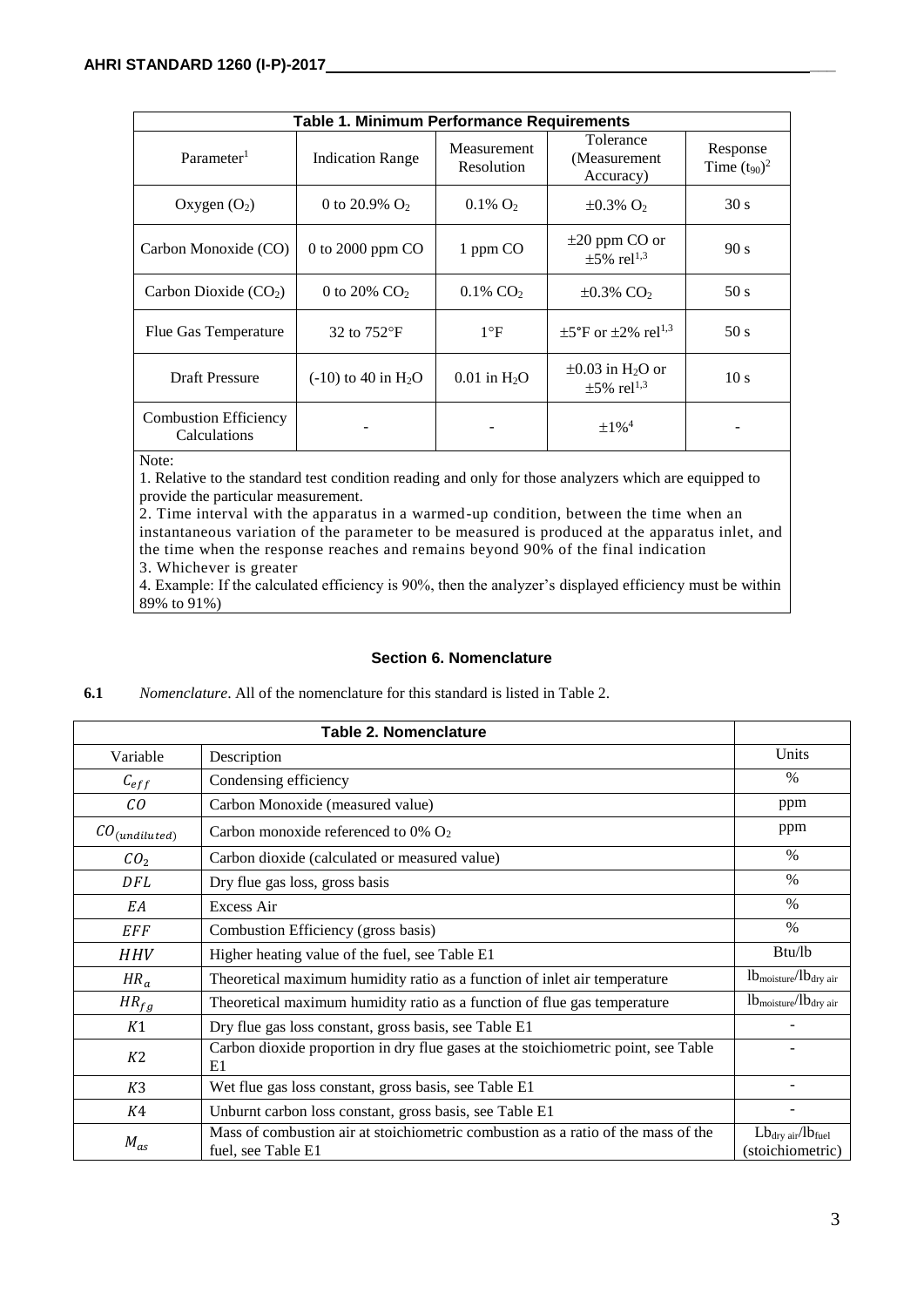| Table 1. Minimum Performance Requirements | | | | |
|---|---|---|---|---|
| Parameter[1] | Indication Range | Measurement Resolution | Tolerance (Measurement Accuracy) | Response Time ($t_{90}$)[2] |
| Oxygen ($O_2$) | 0 to 20.9% $O_2$ | 0.1% $O_2$ | ±0.3% $O_2$ | 30 s |
| Carbon Monoxide (CO) | 0 to 2000 ppm CO | 1 ppm CO | ±20 ppm CO or ±5% rel[1,3] | 90 s |
| Carbon Dioxide ($CO_2$) | 0 to 20% $CO_2$ | 0.1% $CO_2$ | ±0.3% $CO_2$ | 50 s |
| Flue Gas Temperature | 32 to 752°F | 1°F | ±5°F or ±2% rel[1,3] | 50 s |
| Draft Pressure | (-10) to 40 in $H_2O$ | 0.01 in $H_2O$ | ±0.03 in $H_2O$ or ±5% rel[1,3] | 10 s |
| Combustion Efficiency Calculations | - | - | ±1%[4] | - |

Note:

1. Relative to the standard test condition reading and only for those analyzers which are equipped to provide the particular measurement.
2. Time interval with the apparatus in a warmed-up condition, between the time when an instantaneous variation of the parameter to be measured is produced at the apparatus inlet, and the time when the response reaches and remains beyond 90% of the final indication
3. Whichever is greater
4. Example: If the calculated efficiency is 90%, then the analyzer's displayed efficiency must be within 89% to 91%)

## Section 6. Nomenclature

**6.1** *Nomenclature*. All of the nomenclature for this standard is listed in Table 2.

| Table 2. Nomenclature | | |
|---|---|---|
| Variable | Description | Units |
| $C_{eff}$ | Condensing efficiency | % |
| $CO$ | Carbon Monoxide (measured value) | ppm |
| $CO_{(undiluted)}$ | Carbon monoxide referenced to 0% $O_2$ | ppm |
| $CO_2$ | Carbon dioxide (calculated or measured value) | % |
| $DFL$ | Dry flue gas loss, gross basis | % |
| $EA$ | Excess Air | % |
| $EFF$ | Combustion Efficiency (gross basis) | % |
| $HHV$ | Higher heating value of the fuel, see Table E1 | Btu/lb |
| $HR_a$ | Theoretical maximum humidity ratio as a function of inlet air temperature | $lb_{moisture}/lb_{dry\ air}$ |
| $HR_{fg}$ | Theoretical maximum humidity ratio as a function of flue gas temperature | $lb_{moisture}/lb_{dry\ air}$ |
| $K1$ | Dry flue gas loss constant, gross basis, see Table E1 | - |
| $K2$ | Carbon dioxide proportion in dry flue gases at the stoichiometric point, see Table E1 | - |
| $K3$ | Wet flue gas loss constant, gross basis, see Table E1 | - |
| $K4$ | Unburnt carbon loss constant, gross basis, see Table E1 | - |
| $M_{as}$ | Mass of combustion air at stoichiometric combustion as a ratio of the mass of the fuel, see Table E1 | $Lb_{dry\ air}/lb_{fuel}$ (stoichiometric) |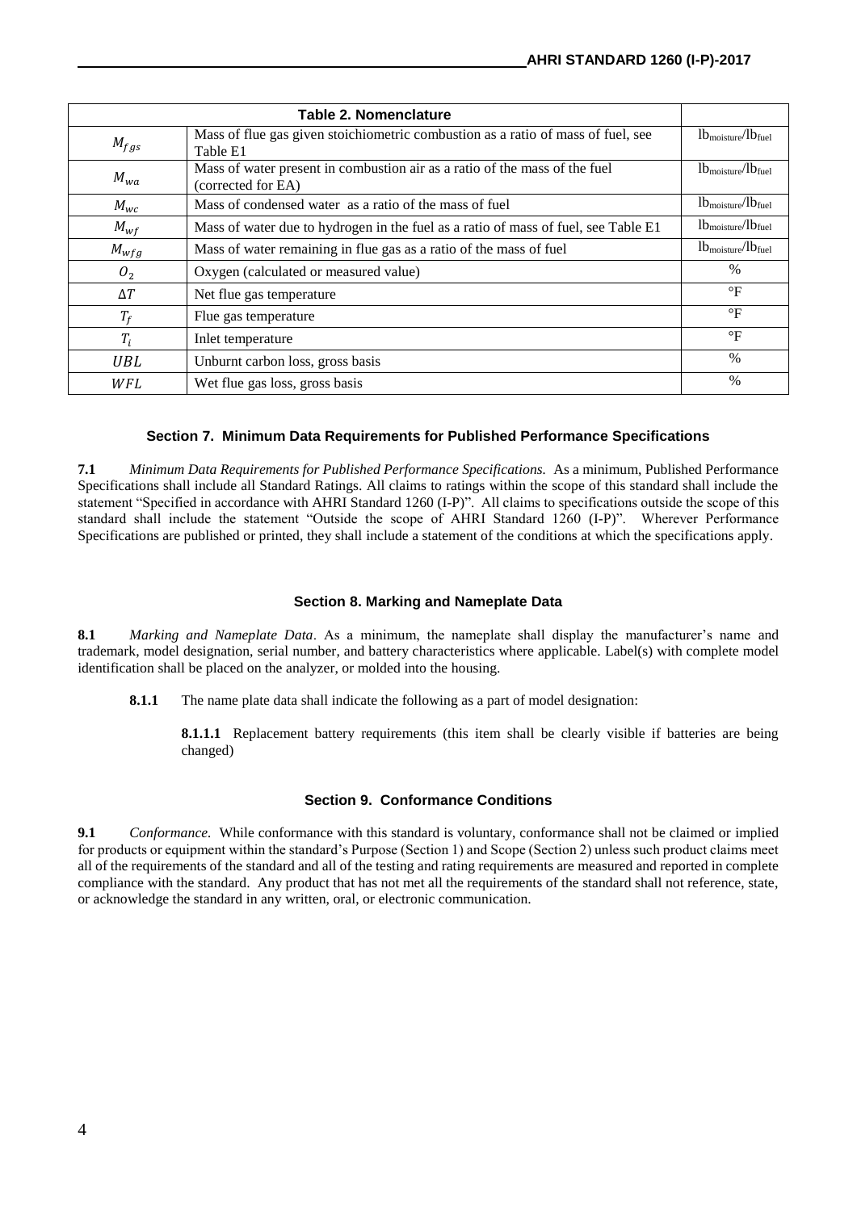| Table 2. Nomenclature | | |
|---|---|---|
| $M_{fgs}$ | Mass of flue gas given stoichiometric combustion as a ratio of mass of fuel, see Table E1 | $lb_{moisture}/lb_{fuel}$ |
| $M_{wa}$ | Mass of water present in combustion air as a ratio of the mass of the fuel (corrected for EA) | $lb_{moisture}/lb_{fuel}$ |
| $M_{wc}$ | Mass of condensed water as a ratio of the mass of fuel | $lb_{moisture}/lb_{fuel}$ |
| $M_{wf}$ | Mass of water due to hydrogen in the fuel as a ratio of mass of fuel, see Table E1 | $lb_{moisture}/lb_{fuel}$ |
| $M_{wfg}$ | Mass of water remaining in flue gas as a ratio of the mass of fuel | $lb_{moisture}/lb_{fuel}$ |
| $O_2$ | Oxygen (calculated or measured value) | % |
| $\Delta T$ | Net flue gas temperature | °F |
| $T_f$ | Flue gas temperature | °F |
| $T_i$ | Inlet temperature | °F |
| $UBL$ | Unburnt carbon loss, gross basis | % |
| $WFL$ | Wet flue gas loss, gross basis | % |

## Section 7. Minimum Data Requirements for Published Performance Specifications

**7.1** *Minimum Data Requirements for Published Performance Specifications.* As a minimum, Published Performance Specifications shall include all Standard Ratings. All claims to ratings within the scope of this standard shall include the statement "Specified in accordance with AHRI Standard 1260 (I-P)". All claims to specifications outside the scope of this standard shall include the statement "Outside the scope of AHRI Standard 1260 (I-P)". Wherever Performance Specifications are published or printed, they shall include a statement of the conditions at which the specifications apply.

## Section 8. Marking and Nameplate Data

**8.1** *Marking and Nameplate Data*. As a minimum, the nameplate shall display the manufacturer's name and trademark, model designation, serial number, and battery characteristics where applicable. Label(s) with complete model identification shall be placed on the analyzer, or molded into the housing.

**8.1.1** The name plate data shall indicate the following as a part of model designation:

**8.1.1.1** Replacement battery requirements (this item shall be clearly visible if batteries are being changed)

## Section 9. Conformance Conditions

**9.1** *Conformance.* While conformance with this standard is voluntary, conformance shall not be claimed or implied for products or equipment within the standard's Purpose (Section 1) and Scope (Section 2) unless such product claims meet all of the requirements of the standard and all of the testing and rating requirements are measured and reported in complete compliance with the standard. Any product that has not met all the requirements of the standard shall not reference, state, or acknowledge the standard in any written, oral, or electronic communication.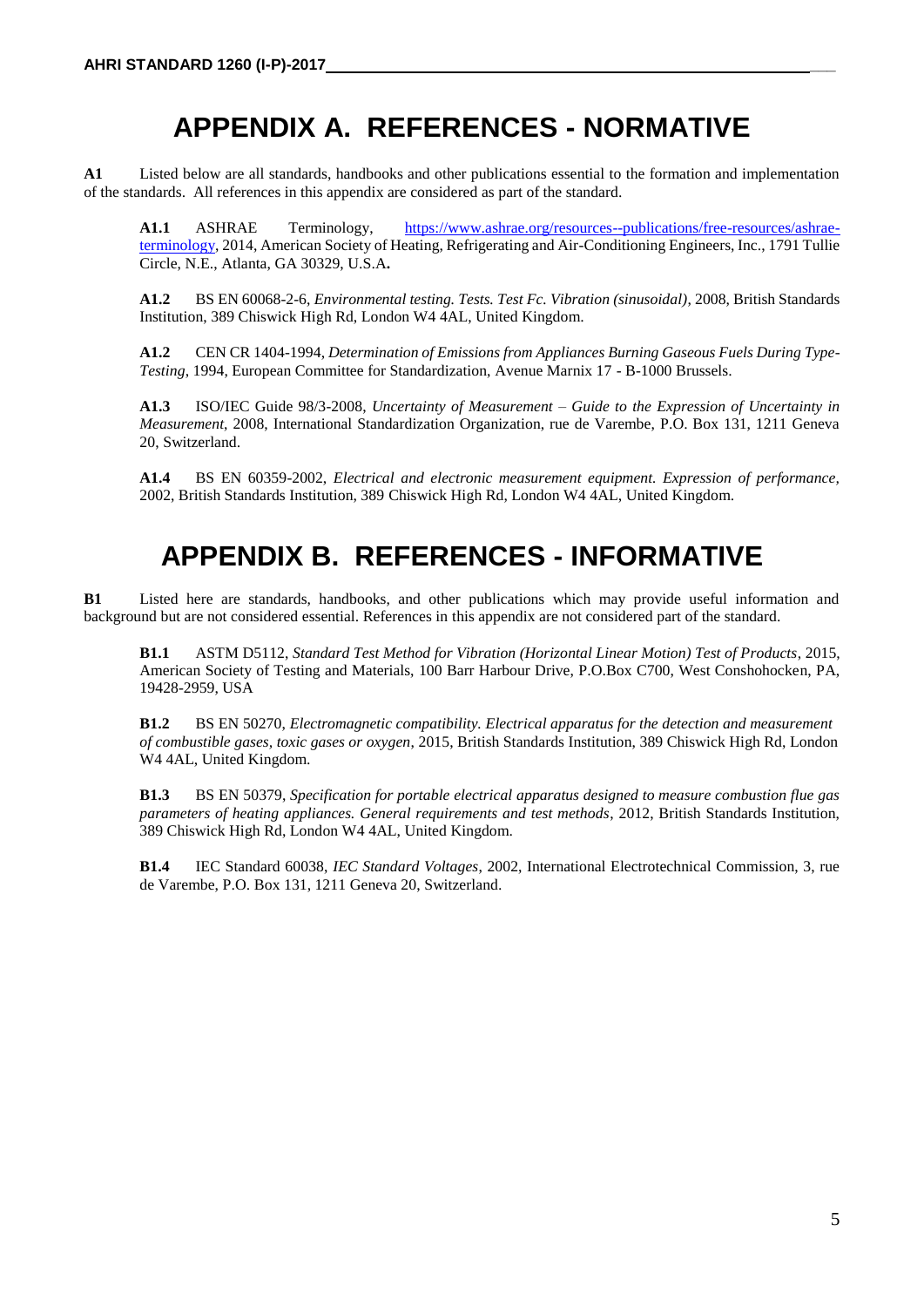# APPENDIX A. REFERENCES - NORMATIVE

**A1** Listed below are all standards, handbooks and other publications essential to the formation and implementation of the standards. All references in this appendix are considered as part of the standard.

**A1.1** ASHRAE Terminology, https://www.ashrae.org/resources--publications/free-resources/ashrae-terminology, 2014, American Society of Heating, Refrigerating and Air-Conditioning Engineers, Inc., 1791 Tullie Circle, N.E., Atlanta, GA 30329, U.S.A**.**

**A1.2** BS EN 60068-2-6, *Environmental testing. Tests. Test Fc. Vibration (sinusoidal)*, 2008, British Standards Institution, 389 Chiswick High Rd, London W4 4AL, United Kingdom.

**A1.2** CEN CR 1404-1994, *Determination of Emissions from Appliances Burning Gaseous Fuels During Type-Testing*, 1994, European Committee for Standardization, Avenue Marnix 17 - B-1000 Brussels.

**A1.3** ISO/IEC Guide 98/3-2008, *Uncertainty of Measurement – Guide to the Expression of Uncertainty in Measurement*, 2008, International Standardization Organization, rue de Varembe, P.O. Box 131, 1211 Geneva 20, Switzerland.

**A1.4** BS EN 60359-2002, *Electrical and electronic measurement equipment. Expression of performance,* 2002, British Standards Institution, 389 Chiswick High Rd, London W4 4AL, United Kingdom.

# APPENDIX B. REFERENCES - INFORMATIVE

**B1** Listed here are standards, handbooks, and other publications which may provide useful information and background but are not considered essential. References in this appendix are not considered part of the standard.

**B1.1** ASTM D5112, *Standard Test Method for Vibration (Horizontal Linear Motion) Test of Products*, 2015, American Society of Testing and Materials, 100 Barr Harbour Drive, P.O.Box C700, West Conshohocken, PA, 19428-2959, USA

**B1.2** BS EN 50270, *Electromagnetic compatibility. Electrical apparatus for the detection and measurement of combustible gases, toxic gases or oxygen*, 2015, British Standards Institution, 389 Chiswick High Rd, London W4 4AL, United Kingdom.

**B1.3** BS EN 50379, *Specification for portable electrical apparatus designed to measure combustion flue gas parameters of heating appliances. General requirements and test methods*, 2012, British Standards Institution, 389 Chiswick High Rd, London W4 4AL, United Kingdom.

**B1.4** IEC Standard 60038, *IEC Standard Voltages*, 2002, International Electrotechnical Commission, 3, rue de Varembe, P.O. Box 131, 1211 Geneva 20, Switzerland.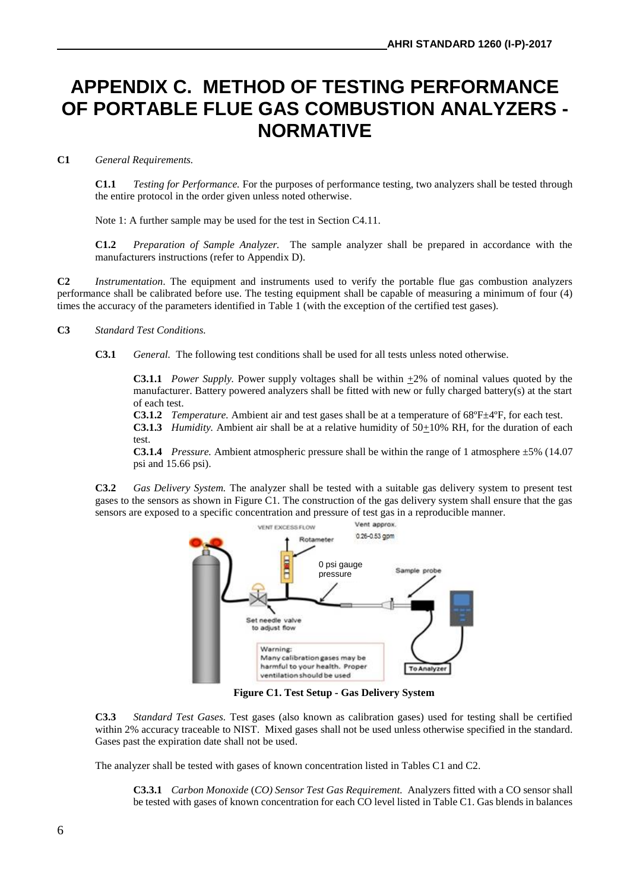# APPENDIX C. METHOD OF TESTING PERFORMANCE OF PORTABLE FLUE GAS COMBUSTION ANALYZERS - NORMATIVE

**C1** *General Requirements.*

**C1.1** *Testing for Performance.* For the purposes of performance testing, two analyzers shall be tested through the entire protocol in the order given unless noted otherwise.

Note 1: A further sample may be used for the test in Section C4.11.

**C1.2** *Preparation of Sample Analyzer.* The sample analyzer shall be prepared in accordance with the manufacturers instructions (refer to Appendix D).

**C2** *Instrumentation*. The equipment and instruments used to verify the portable flue gas combustion analyzers performance shall be calibrated before use. The testing equipment shall be capable of measuring a minimum of four (4) times the accuracy of the parameters identified in Table 1 (with the exception of the certified test gases).

**C3** *Standard Test Conditions.*

**C3.1** *General.* The following test conditions shall be used for all tests unless noted otherwise.

**C3.1.1** *Power Supply.* Power supply voltages shall be within ±2% of nominal values quoted by the manufacturer. Battery powered analyzers shall be fitted with new or fully charged battery(s) at the start of each test.

**C3.1.2** *Temperature.* Ambient air and test gases shall be at a temperature of 68ºF±4ºF, for each test.

**C3.1.3** *Humidity.* Ambient air shall be at a relative humidity of 50±10% RH, for the duration of each test.

**C3.1.4** *Pressure.* Ambient atmospheric pressure shall be within the range of 1 atmosphere ±5% (14.07 psi and 15.66 psi).

**C3.2** *Gas Delivery System.* The analyzer shall be tested with a suitable gas delivery system to present test gases to the sensors as shown in Figure C1. The construction of the gas delivery system shall ensure that the gas sensors are exposed to a specific concentration and pressure of test gas in a reproducible manner.

VENT EXCESS FLOW

Vent approx. 0.26-0.53 gpm

Rotameter

0 psi gauge pressure

Sample probe

Set needle valve to adjust flow

Warning: Many calibration gases may be harmful to your health. Proper ventilation should be used

To Analyzer

**Figure C1. Test Setup - Gas Delivery System**

**C3.3** *Standard Test Gases.* Test gases (also known as calibration gases) used for testing shall be certified within 2% accuracy traceable to NIST. Mixed gases shall not be used unless otherwise specified in the standard. Gases past the expiration date shall not be used.

The analyzer shall be tested with gases of known concentration listed in Tables C1 and C2.

**C3.3.1** *Carbon Monoxide (CO) Sensor Test Gas Requirement.* Analyzers fitted with a CO sensor shall be tested with gases of known concentration for each CO level listed in Table C1. Gas blends in balances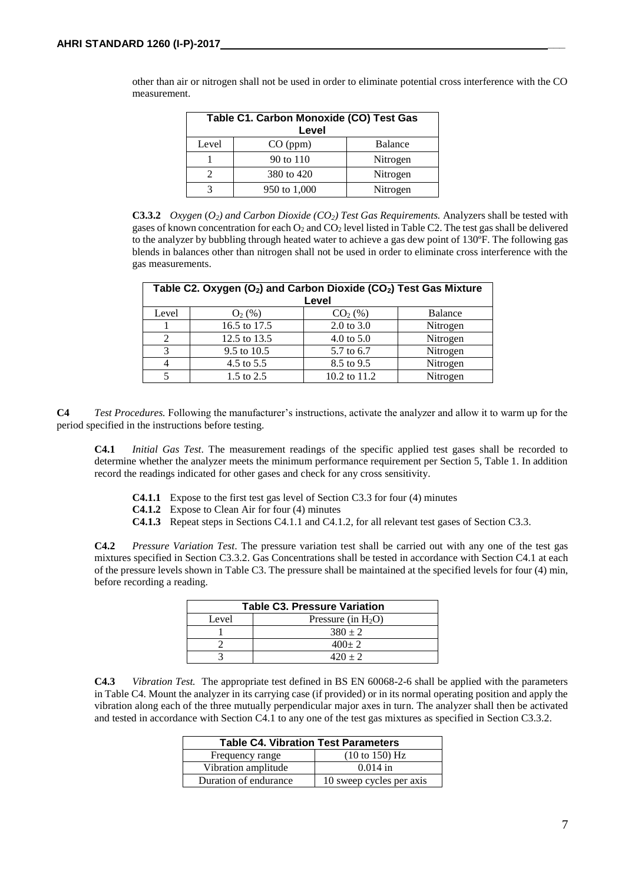other than air or nitrogen shall not be used in order to eliminate potential cross interference with the CO measurement.

| Table C1. Carbon Monoxide (CO) Test Gas Level | | |
|---|---|---|
| Level | CO (ppm) | Balance |
| 1 | 90 to 110 | Nitrogen |
| 2 | 380 to 420 | Nitrogen |
| 3 | 950 to 1,000 | Nitrogen |

**C3.3.2** *Oxygen ($O_2$) and Carbon Dioxide ($CO_2$) Test Gas Requirements.* Analyzers shall be tested with gases of known concentration for each $O_2$ and $CO_2$ level listed in Table C2. The test gas shall be delivered to the analyzer by bubbling through heated water to achieve a gas dew point of 130ºF. The following gas blends in balances other than nitrogen shall not be used in order to eliminate cross interference with the gas measurements.

| Table C2. Oxygen ($O_2$) and Carbon Dioxide ($CO_2$) Test Gas Mixture Level | | | |
|---|---|---|---|
| Level | $O_2$ (%) | $CO_2$ (%) | Balance |
| 1 | 16.5 to 17.5 | 2.0 to 3.0 | Nitrogen |
| 2 | 12.5 to 13.5 | 4.0 to 5.0 | Nitrogen |
| 3 | 9.5 to 10.5 | 5.7 to 6.7 | Nitrogen |
| 4 | 4.5 to 5.5 | 8.5 to 9.5 | Nitrogen |
| 5 | 1.5 to 2.5 | 10.2 to 11.2 | Nitrogen |

**C4** *Test Procedures.* Following the manufacturer's instructions, activate the analyzer and allow it to warm up for the period specified in the instructions before testing.

**C4.1** *Initial Gas Test*. The measurement readings of the specific applied test gases shall be recorded to determine whether the analyzer meets the minimum performance requirement per Section 5, Table 1. In addition record the readings indicated for other gases and check for any cross sensitivity.

**C4.1.1** Expose to the first test gas level of Section C3.3 for four (4) minutes

**C4.1.2** Expose to Clean Air for four (4) minutes

**C4.1.3** Repeat steps in Sections C4.1.1 and C4.1.2, for all relevant test gases of Section C3.3.

**C4.2** *Pressure Variation Test*. The pressure variation test shall be carried out with any one of the test gas mixtures specified in Section C3.3.2. Gas Concentrations shall be tested in accordance with Section C4.1 at each of the pressure levels shown in Table C3. The pressure shall be maintained at the specified levels for four (4) min, before recording a reading.

| Table C3. Pressure Variation | |
|---|---|
| Level | Pressure (in $H_2O$) |
| 1 | $380 \pm 2$ |
| 2 | $400 \pm 2$ |
| 3 | $420 \pm 2$ |

**C4.3** *Vibration Test.* The appropriate test defined in BS EN 60068-2-6 shall be applied with the parameters in Table C4. Mount the analyzer in its carrying case (if provided) or in its normal operating position and apply the vibration along each of the three mutually perpendicular major axes in turn. The analyzer shall then be activated and tested in accordance with Section C4.1 to any one of the test gas mixtures as specified in Section C3.3.2.

| Table C4. Vibration Test Parameters | |
|---|---|
| Frequency range | (10 to 150) Hz |
| Vibration amplitude | 0.014 in |
| Duration of endurance | 10 sweep cycles per axis |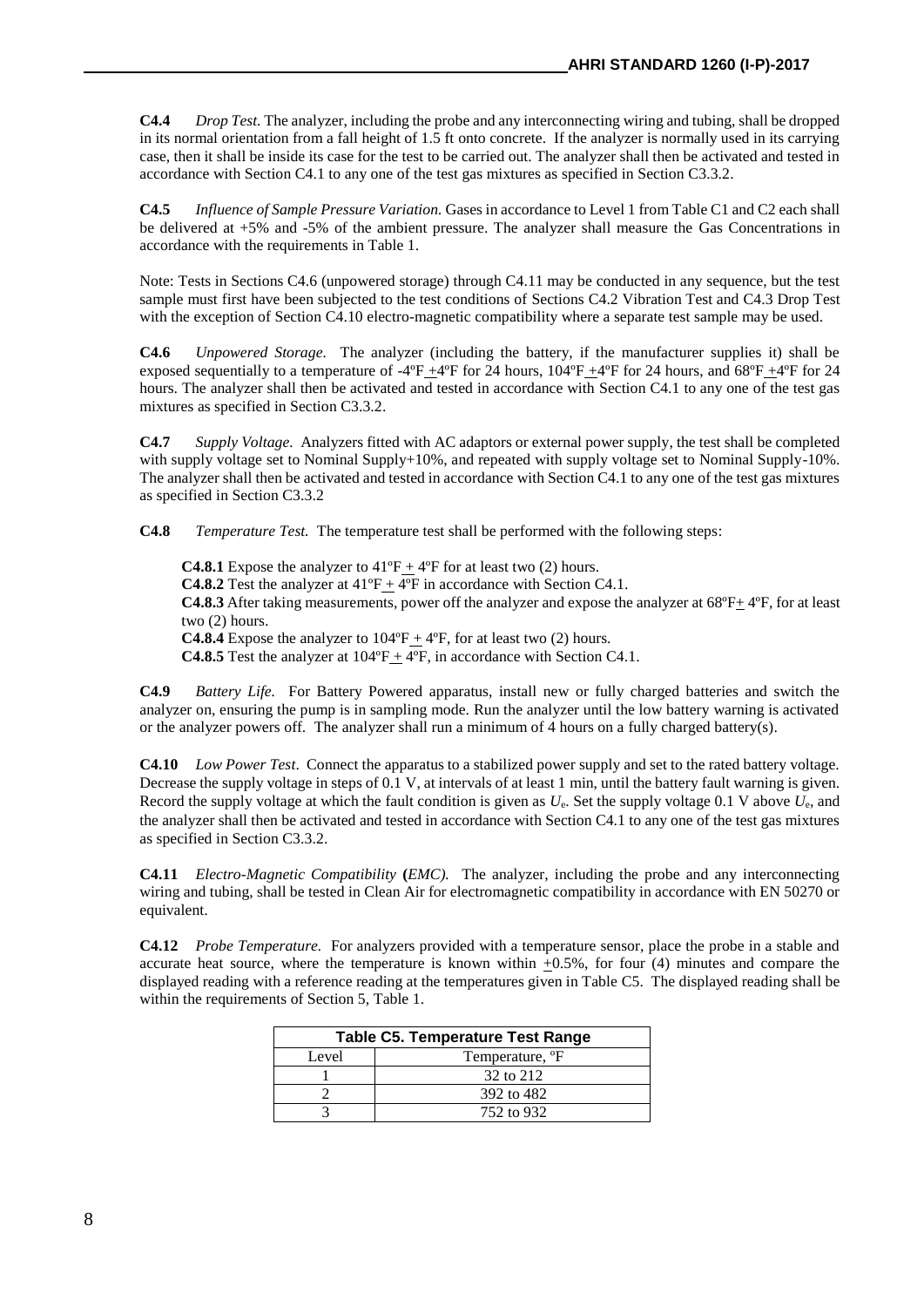**C4.4** *Drop Test.* The analyzer, including the probe and any interconnecting wiring and tubing, shall be dropped in its normal orientation from a fall height of 1.5 ft onto concrete. If the analyzer is normally used in its carrying case, then it shall be inside its case for the test to be carried out. The analyzer shall then be activated and tested in accordance with Section C4.1 to any one of the test gas mixtures as specified in Section C3.3.2.

**C4.5** *Influence of Sample Pressure Variation.* Gases in accordance to Level 1 from Table C1 and C2 each shall be delivered at +5% and -5% of the ambient pressure. The analyzer shall measure the Gas Concentrations in accordance with the requirements in Table 1.

Note: Tests in Sections C4.6 (unpowered storage) through C4.11 may be conducted in any sequence, but the test sample must first have been subjected to the test conditions of Sections C4.2 Vibration Test and C4.3 Drop Test with the exception of Section C4.10 electro-magnetic compatibility where a separate test sample may be used.

**C4.6** *Unpowered Storage.* The analyzer (including the battery, if the manufacturer supplies it) shall be exposed sequentially to a temperature of -4ºF ±4ºF for 24 hours, 104ºF ±4ºF for 24 hours, and 68ºF ±4ºF for 24 hours. The analyzer shall then be activated and tested in accordance with Section C4.1 to any one of the test gas mixtures as specified in Section C3.3.2.

**C4.7** *Supply Voltage.* Analyzers fitted with AC adaptors or external power supply, the test shall be completed with supply voltage set to Nominal Supply+10%, and repeated with supply voltage set to Nominal Supply-10%. The analyzer shall then be activated and tested in accordance with Section C4.1 to any one of the test gas mixtures as specified in Section C3.3.2

**C4.8** *Temperature Test.* The temperature test shall be performed with the following steps:

**C4.8.1** Expose the analyzer to 41ºF ± 4ºF for at least two (2) hours.
**C4.8.2** Test the analyzer at 41ºF ± 4ºF in accordance with Section C4.1.
**C4.8.3** After taking measurements, power off the analyzer and expose the analyzer at 68ºF± 4ºF, for at least two (2) hours.
**C4.8.4** Expose the analyzer to 104ºF ± 4ºF, for at least two (2) hours.
**C4.8.5** Test the analyzer at 104ºF ± 4ºF, in accordance with Section C4.1.

**C4.9** *Battery Life.* For Battery Powered apparatus, install new or fully charged batteries and switch the analyzer on, ensuring the pump is in sampling mode. Run the analyzer until the low battery warning is activated or the analyzer powers off. The analyzer shall run a minimum of 4 hours on a fully charged battery(s).

**C4.10** *Low Power Test*. Connect the apparatus to a stabilized power supply and set to the rated battery voltage. Decrease the supply voltage in steps of 0.1 V, at intervals of at least 1 min, until the battery fault warning is given. Record the supply voltage at which the fault condition is given as $U_e$. Set the supply voltage 0.1 V above $U_e$, and the analyzer shall then be activated and tested in accordance with Section C4.1 to any one of the test gas mixtures as specified in Section C3.3.2.

**C4.11** *Electro-Magnetic Compatibility* **(***EMC).* The analyzer, including the probe and any interconnecting wiring and tubing, shall be tested in Clean Air for electromagnetic compatibility in accordance with EN 50270 or equivalent.

**C4.12** *Probe Temperature.* For analyzers provided with a temperature sensor, place the probe in a stable and accurate heat source, where the temperature is known within ±0.5%, for four (4) minutes and compare the displayed reading with a reference reading at the temperatures given in Table C5. The displayed reading shall be within the requirements of Section 5, Table 1.

| **Table C5. Temperature Test Range** | |
|---|---|
| Level | Temperature, ºF |
| 1 | 32 to 212 |
| 2 | 392 to 482 |
| 3 | 752 to 932 |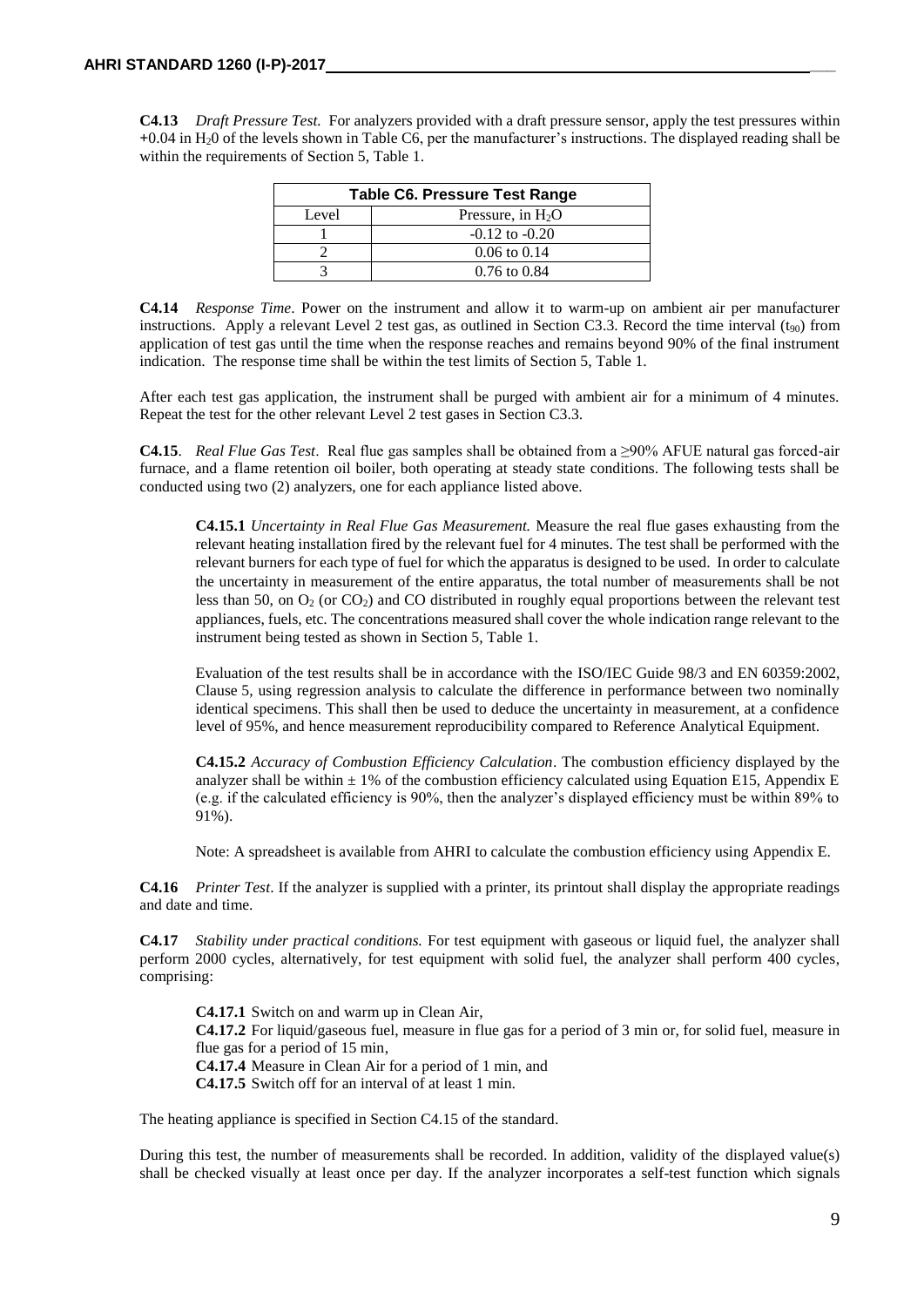**C4.13** *Draft Pressure Test.* For analyzers provided with a draft pressure sensor, apply the test pressures within +0.04 in $H_20$ of the levels shown in Table C6, per the manufacturer's instructions. The displayed reading shall be within the requirements of Section 5, Table 1.

| **Table C6. Pressure Test Range** | |
|---|---|
| Level | Pressure, in $H_2O$ |
| 1 | -0.12 to -0.20 |
| 2 | 0.06 to 0.14 |
| 3 | 0.76 to 0.84 |

**C4.14** *Response Time*. Power on the instrument and allow it to warm-up on ambient air per manufacturer instructions. Apply a relevant Level 2 test gas, as outlined in Section C3.3. Record the time interval ($t_{90}$) from application of test gas until the time when the response reaches and remains beyond 90% of the final instrument indication. The response time shall be within the test limits of Section 5, Table 1.

After each test gas application, the instrument shall be purged with ambient air for a minimum of 4 minutes. Repeat the test for the other relevant Level 2 test gases in Section C3.3.

**C4.15**. *Real Flue Gas Test*. Real flue gas samples shall be obtained from a ≥90% AFUE natural gas forced-air furnace, and a flame retention oil boiler, both operating at steady state conditions. The following tests shall be conducted using two (2) analyzers, one for each appliance listed above.

**C4.15.1** *Uncertainty in Real Flue Gas Measurement.* Measure the real flue gases exhausting from the relevant heating installation fired by the relevant fuel for 4 minutes. The test shall be performed with the relevant burners for each type of fuel for which the apparatus is designed to be used. In order to calculate the uncertainty in measurement of the entire apparatus, the total number of measurements shall be not less than 50, on $O_2$ (or $CO_2$) and CO distributed in roughly equal proportions between the relevant test appliances, fuels, etc. The concentrations measured shall cover the whole indication range relevant to the instrument being tested as shown in Section 5, Table 1.

Evaluation of the test results shall be in accordance with the ISO/IEC Guide 98/3 and EN 60359:2002, Clause 5, using regression analysis to calculate the difference in performance between two nominally identical specimens. This shall then be used to deduce the uncertainty in measurement, at a confidence level of 95%, and hence measurement reproducibility compared to Reference Analytical Equipment.

**C4.15.2** *Accuracy of Combustion Efficiency Calculation*. The combustion efficiency displayed by the analyzer shall be within ± 1% of the combustion efficiency calculated using Equation E15, Appendix E (e.g. if the calculated efficiency is 90%, then the analyzer's displayed efficiency must be within 89% to 91%).

Note: A spreadsheet is available from AHRI to calculate the combustion efficiency using Appendix E.

**C4.16** *Printer Test*. If the analyzer is supplied with a printer, its printout shall display the appropriate readings and date and time.

**C4.17** *Stability under practical conditions.* For test equipment with gaseous or liquid fuel, the analyzer shall perform 2000 cycles, alternatively, for test equipment with solid fuel, the analyzer shall perform 400 cycles, comprising:

**C4.17.1** Switch on and warm up in Clean Air,
**C4.17.2** For liquid/gaseous fuel, measure in flue gas for a period of 3 min or, for solid fuel, measure in flue gas for a period of 15 min,
**C4.17.4** Measure in Clean Air for a period of 1 min, and
**C4.17.5** Switch off for an interval of at least 1 min.

The heating appliance is specified in Section C4.15 of the standard.

During this test, the number of measurements shall be recorded. In addition, validity of the displayed value(s) shall be checked visually at least once per day. If the analyzer incorporates a self-test function which signals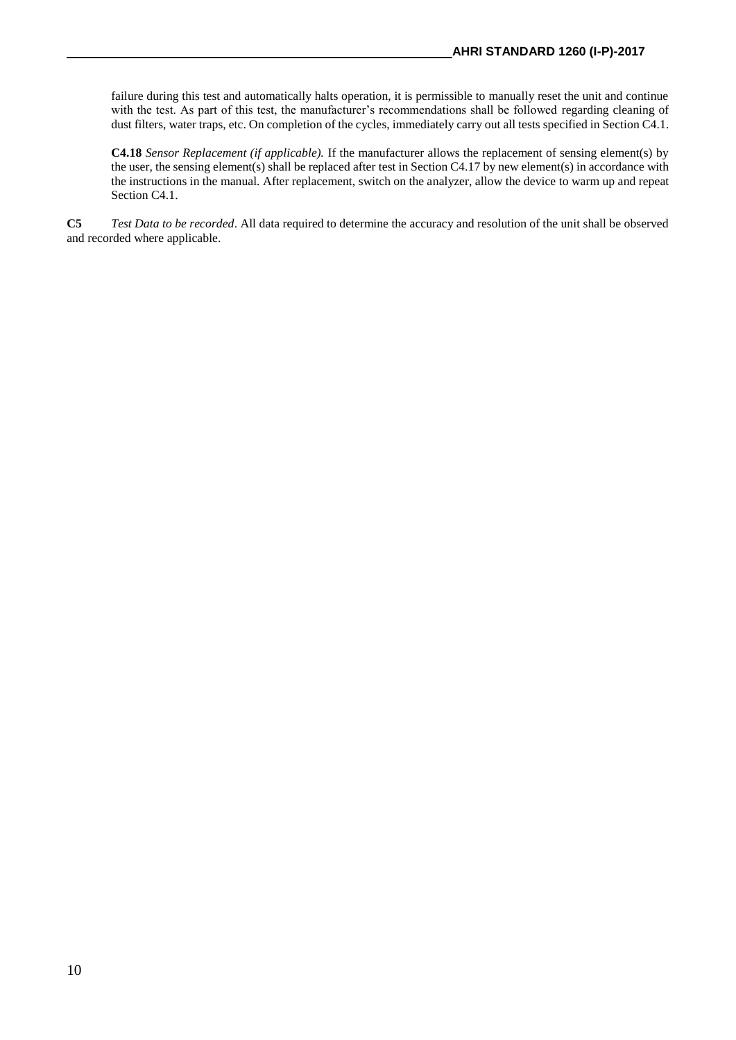failure during this test and automatically halts operation, it is permissible to manually reset the unit and continue with the test. As part of this test, the manufacturer's recommendations shall be followed regarding cleaning of dust filters, water traps, etc. On completion of the cycles, immediately carry out all tests specified in Section C4.1.

**C4.18** *Sensor Replacement (if applicable).* If the manufacturer allows the replacement of sensing element(s) by the user, the sensing element(s) shall be replaced after test in Section C4.17 by new element(s) in accordance with the instructions in the manual. After replacement, switch on the analyzer, allow the device to warm up and repeat Section C4.1.

**C5** *Test Data to be recorded*. All data required to determine the accuracy and resolution of the unit shall be observed and recorded where applicable.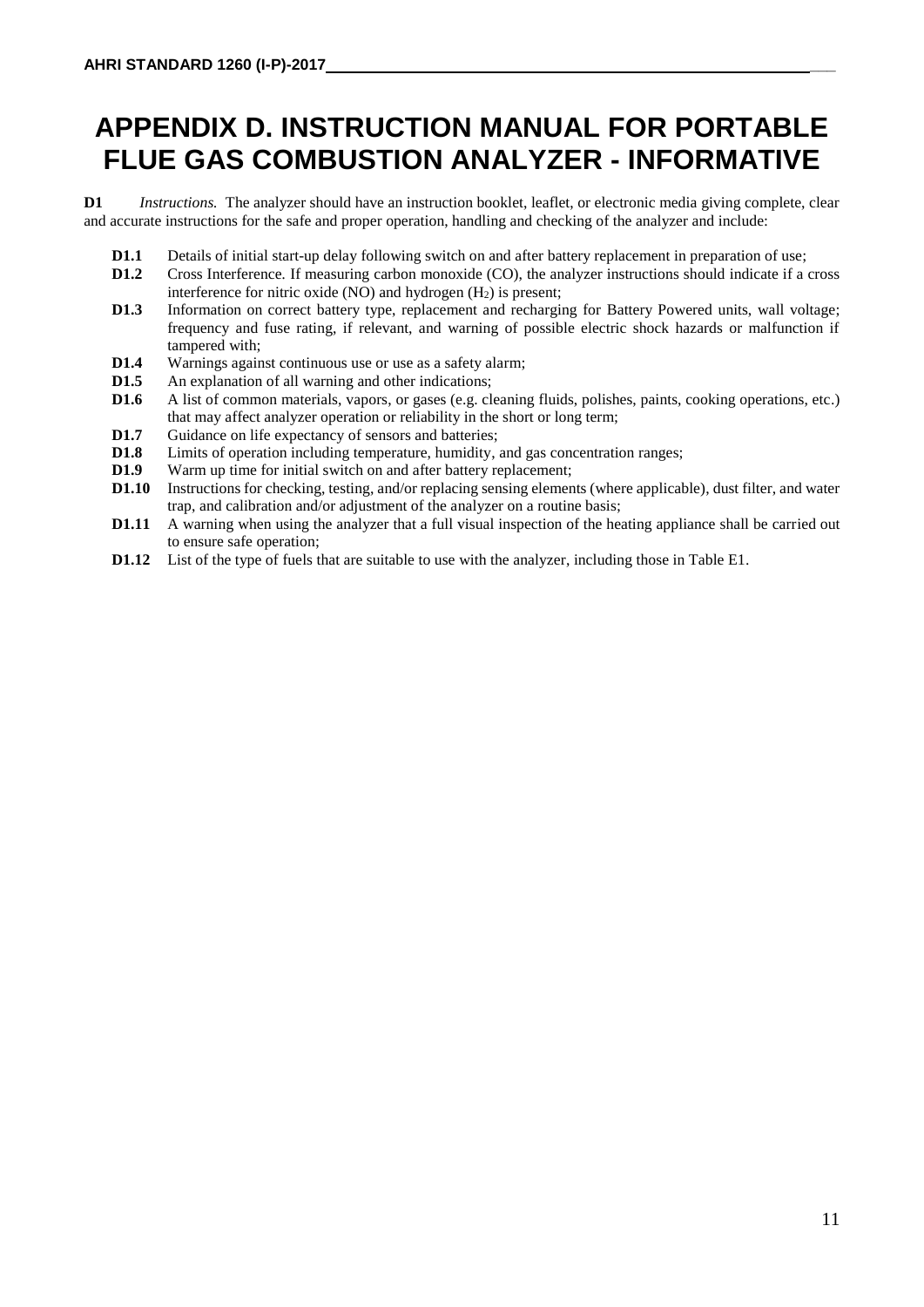# APPENDIX D. INSTRUCTION MANUAL FOR PORTABLE FLUE GAS COMBUSTION ANALYZER - INFORMATIVE

**D1** *Instructions.* The analyzer should have an instruction booklet, leaflet, or electronic media giving complete, clear and accurate instructions for the safe and proper operation, handling and checking of the analyzer and include:

- **D1.1** Details of initial start-up delay following switch on and after battery replacement in preparation of use;
- **D1.2** Cross Interference. If measuring carbon monoxide (CO), the analyzer instructions should indicate if a cross interference for nitric oxide (NO) and hydrogen ($H_2$) is present;
- **D1.3** Information on correct battery type, replacement and recharging for Battery Powered units, wall voltage; frequency and fuse rating, if relevant, and warning of possible electric shock hazards or malfunction if tampered with;
- **D1.4** Warnings against continuous use or use as a safety alarm;
- **D1.5** An explanation of all warning and other indications;
- **D1.6** A list of common materials, vapors, or gases (e.g. cleaning fluids, polishes, paints, cooking operations, etc.) that may affect analyzer operation or reliability in the short or long term;
- **D1.7** Guidance on life expectancy of sensors and batteries;
- **D1.8** Limits of operation including temperature, humidity, and gas concentration ranges;
- **D1.9** Warm up time for initial switch on and after battery replacement;
- **D1.10** Instructions for checking, testing, and/or replacing sensing elements (where applicable), dust filter, and water trap, and calibration and/or adjustment of the analyzer on a routine basis;
- **D1.11** A warning when using the analyzer that a full visual inspection of the heating appliance shall be carried out to ensure safe operation;
- **D1.12** List of the type of fuels that are suitable to use with the analyzer, including those in Table E1.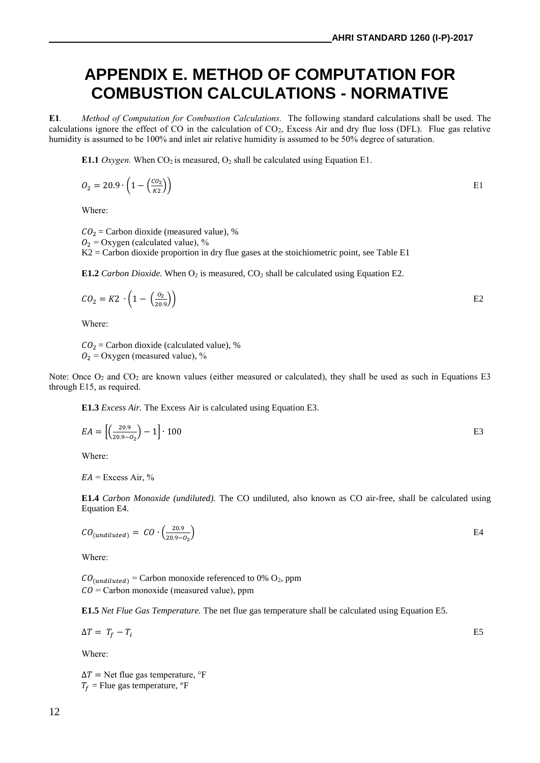# APPENDIX E. METHOD OF COMPUTATION FOR COMBUSTION CALCULATIONS - NORMATIVE

**E1**. *Method of Computation for Combustion Calculations.* The following standard calculations shall be used. The calculations ignore the effect of CO in the calculation of $CO_2$, Excess Air and dry flue loss (DFL). Flue gas relative humidity is assumed to be 100% and inlet air relative humidity is assumed to be 50% degree of saturation.

**E1.1** *Oxygen.* When $CO_2$ is measured, $O_2$ shall be calculated using Equation E1.

$$O_2 = 20.9 \cdot \left(1 - \left(\frac{CO_2}{K2}\right)\right) \tag{E1}$$

Where:

$CO_2$ = Carbon dioxide (measured value), %
$O_2$ = Oxygen (calculated value), %
K2 = Carbon dioxide proportion in dry flue gases at the stoichiometric point, see Table E1

**E1.2** *Carbon Dioxide.* When $O_2$ is measured, $CO_2$ shall be calculated using Equation E2.

$$CO_2 = K2 \cdot \left(1 - \left(\frac{O_2}{20.9}\right)\right) \tag{E2}$$

Where:

$CO_2$ = Carbon dioxide (calculated value), %
$O_2$ = Oxygen (measured value), %

Note: Once $O_2$ and $CO_2$ are known values (either measured or calculated), they shall be used as such in Equations E3 through E15, as required.

**E1.3** *Excess Air.* The Excess Air is calculated using Equation E3.

$$EA = \left[\left(\frac{20.9}{20.9 - O_2}\right) - 1\right] \cdot 100 \tag{E3}$$

Where:

$EA$ = Excess Air, %

**E1.4** *Carbon Monoxide (undiluted).* The CO undiluted, also known as CO air-free, shall be calculated using Equation E4.

$$CO_{(undiluted)} = CO \cdot \left(\frac{20.9}{20.9 - O_2}\right) \tag{E4}$$

Where:

$CO_{(undiluted)}$ = Carbon monoxide referenced to 0% $O_2$, ppm
$CO$ = Carbon monoxide (measured value), ppm

**E1.5** *Net Flue Gas Temperature.* The net flue gas temperature shall be calculated using Equation E5.

$$\Delta T = T_f - T_i \tag{E5}$$

Where:

$\Delta T$ = Net flue gas temperature, °F
$T_f$ = Flue gas temperature, °F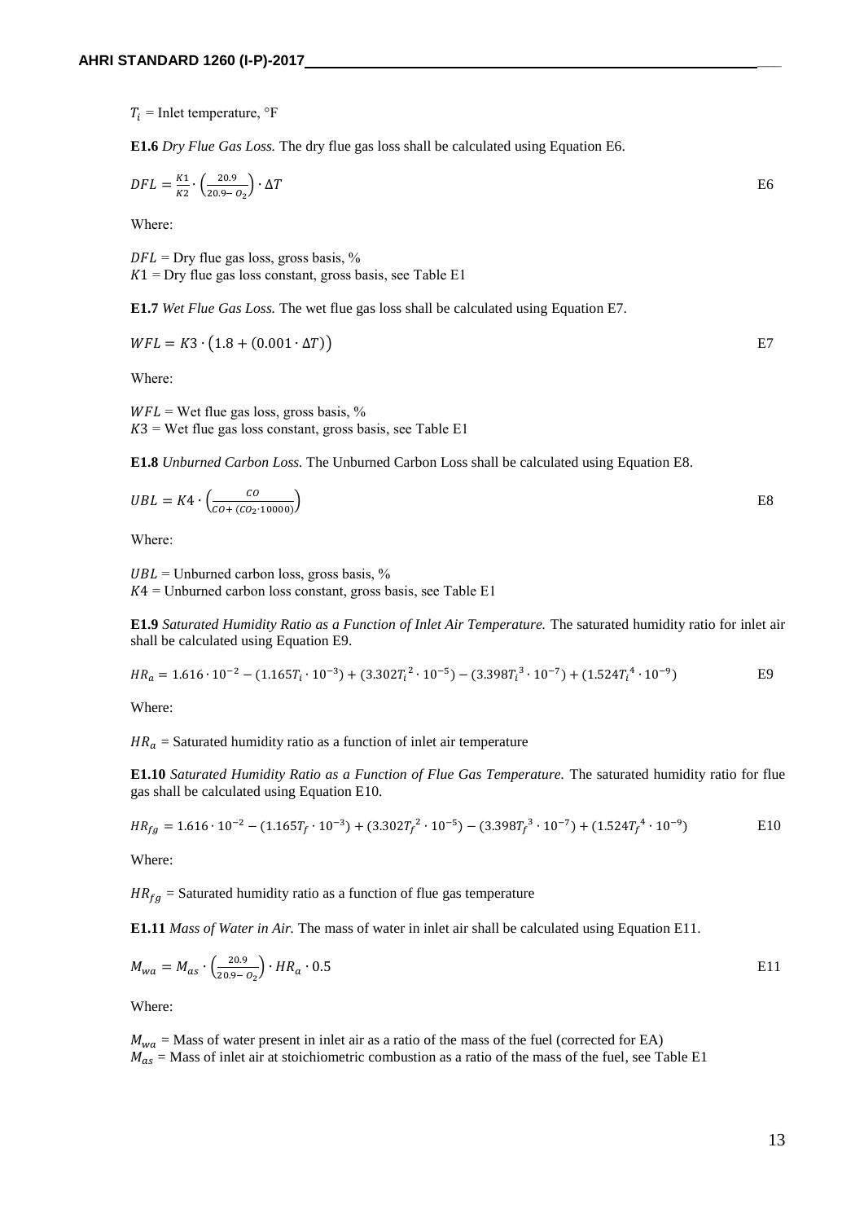$T_i$ = Inlet temperature, °F

**E1.6** *Dry Flue Gas Loss.* The dry flue gas loss shall be calculated using Equation E6.

$$DFL = \frac{K1}{K2} \cdot \left(\frac{20.9}{20.9 - O_2}\right) \cdot \Delta T \qquad \text{E6}$$

Where:

$DFL$ = Dry flue gas loss, gross basis, %
$K1$ = Dry flue gas loss constant, gross basis, see Table E1

**E1.7** *Wet Flue Gas Loss.* The wet flue gas loss shall be calculated using Equation E7.

$$WFL = K3 \cdot \left(1.8 + (0.001 \cdot \Delta T)\right) \qquad \text{E7}$$

Where:

$WFL$ = Wet flue gas loss, gross basis, %
$K3$ = Wet flue gas loss constant, gross basis, see Table E1

**E1.8** *Unburned Carbon Loss.* The Unburned Carbon Loss shall be calculated using Equation E8.

$$UBL = K4 \cdot \left(\frac{CO}{CO + (CO_2 \cdot 10000)}\right) \qquad \text{E8}$$

Where:

$UBL$ = Unburned carbon loss, gross basis, %
$K4$ = Unburned carbon loss constant, gross basis, see Table E1

**E1.9** *Saturated Humidity Ratio as a Function of Inlet Air Temperature.* The saturated humidity ratio for inlet air shall be calculated using Equation E9.

$$HR_a = 1.616 \cdot 10^{-2} - (1.165T_i \cdot 10^{-3}) + (3.302{T_i}^2 \cdot 10^{-5}) - (3.398{T_i}^3 \cdot 10^{-7}) + (1.524{T_i}^4 \cdot 10^{-9}) \qquad \text{E9}$$

Where:

$HR_a$ = Saturated humidity ratio as a function of inlet air temperature

**E1.10** *Saturated Humidity Ratio as a Function of Flue Gas Temperature.* The saturated humidity ratio for flue gas shall be calculated using Equation E10.

$$HR_{fg} = 1.616 \cdot 10^{-2} - (1.165T_f \cdot 10^{-3}) + (3.302{T_f}^2 \cdot 10^{-5}) - (3.398{T_f}^3 \cdot 10^{-7}) + (1.524{T_f}^4 \cdot 10^{-9}) \qquad \text{E10}$$

Where:

$HR_{fg}$ = Saturated humidity ratio as a function of flue gas temperature

**E1.11** *Mass of Water in Air.* The mass of water in inlet air shall be calculated using Equation E11.

$$M_{wa} = M_{as} \cdot \left(\frac{20.9}{20.9 - O_2}\right) \cdot HR_a \cdot 0.5 \qquad \text{E11}$$

Where:

$M_{wa}$ = Mass of water present in inlet air as a ratio of the mass of the fuel (corrected for EA)
$M_{as}$ = Mass of inlet air at stoichiometric combustion as a ratio of the mass of the fuel, see Table E1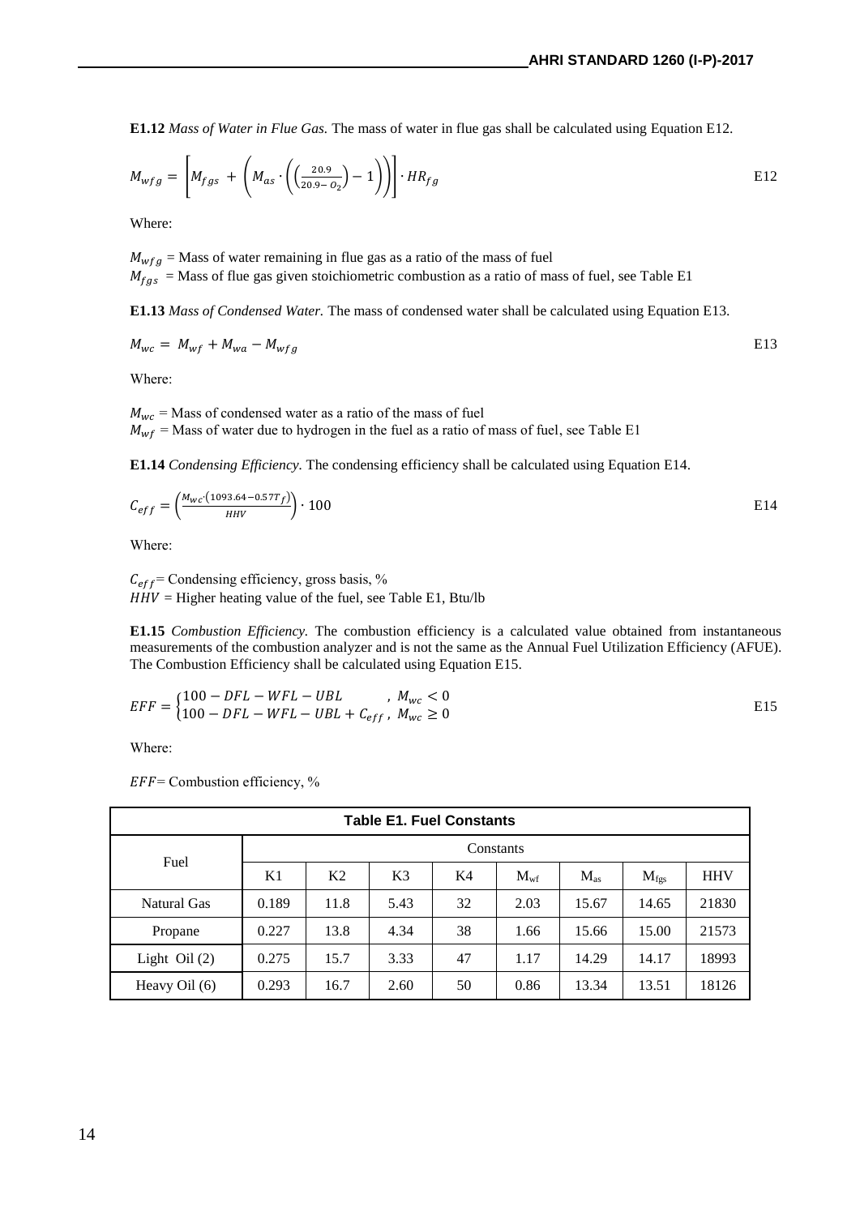**E1.12** *Mass of Water in Flue Gas.* The mass of water in flue gas shall be calculated using Equation E12.

$$M_{wfg} = \left[M_{fgs} + \left(M_{as} \cdot \left(\left(\frac{20.9}{20.9 - O_2}\right) - 1\right)\right)\right] \cdot HR_{fg} \qquad \text{E12}$$

Where:

$M_{wfg}$ = Mass of water remaining in flue gas as a ratio of the mass of fuel
$M_{fgs}$ = Mass of flue gas given stoichiometric combustion as a ratio of mass of fuel, see Table E1

**E1.13** *Mass of Condensed Water.* The mass of condensed water shall be calculated using Equation E13.

$$M_{wc} = M_{wf} + M_{wa} - M_{wfg} \qquad \text{E13}$$

Where:

$M_{wc}$ = Mass of condensed water as a ratio of the mass of fuel
$M_{wf}$ = Mass of water due to hydrogen in the fuel as a ratio of mass of fuel, see Table E1

**E1.14** *Condensing Efficiency.* The condensing efficiency shall be calculated using Equation E14.

$$C_{eff} = \left(\frac{M_{wc} \cdot (1093.64 - 0.57T_f)}{HHV}\right) \cdot 100 \qquad \text{E14}$$

Where:

$C_{eff}$ = Condensing efficiency, gross basis, %
$HHV$ = Higher heating value of the fuel, see Table E1, Btu/lb

**E1.15** *Combustion Efficiency.* The combustion efficiency is a calculated value obtained from instantaneous measurements of the combustion analyzer and is not the same as the Annual Fuel Utilization Efficiency (AFUE). The Combustion Efficiency shall be calculated using Equation E15.

$$EFF = \begin{cases} 100 - DFL - WFL - UBL & , M_{wc} < 0 \\ 100 - DFL - WFL - UBL + C_{eff} , & M_{wc} \geq 0 \end{cases} \qquad \text{E15}$$

Where:

$EFF$ = Combustion efficiency, %

**Table E1. Fuel Constants**

| Fuel | Constants | | | | | | | |
|---|---|---|---|---|---|---|---|---|
| | K1 | K2 | K3 | K4 | $M_{wf}$ | $M_{as}$ | $M_{fgs}$ | HHV |
| Natural Gas | 0.189 | 11.8 | 5.43 | 32 | 2.03 | 15.67 | 14.65 | 21830 |
| Propane | 0.227 | 13.8 | 4.34 | 38 | 1.66 | 15.66 | 15.00 | 21573 |
| Light Oil (2) | 0.275 | 15.7 | 3.33 | 47 | 1.17 | 14.29 | 14.17 | 18993 |
| Heavy Oil (6) | 0.293 | 16.7 | 2.60 | 50 | 0.86 | 13.34 | 13.51 | 18126 |